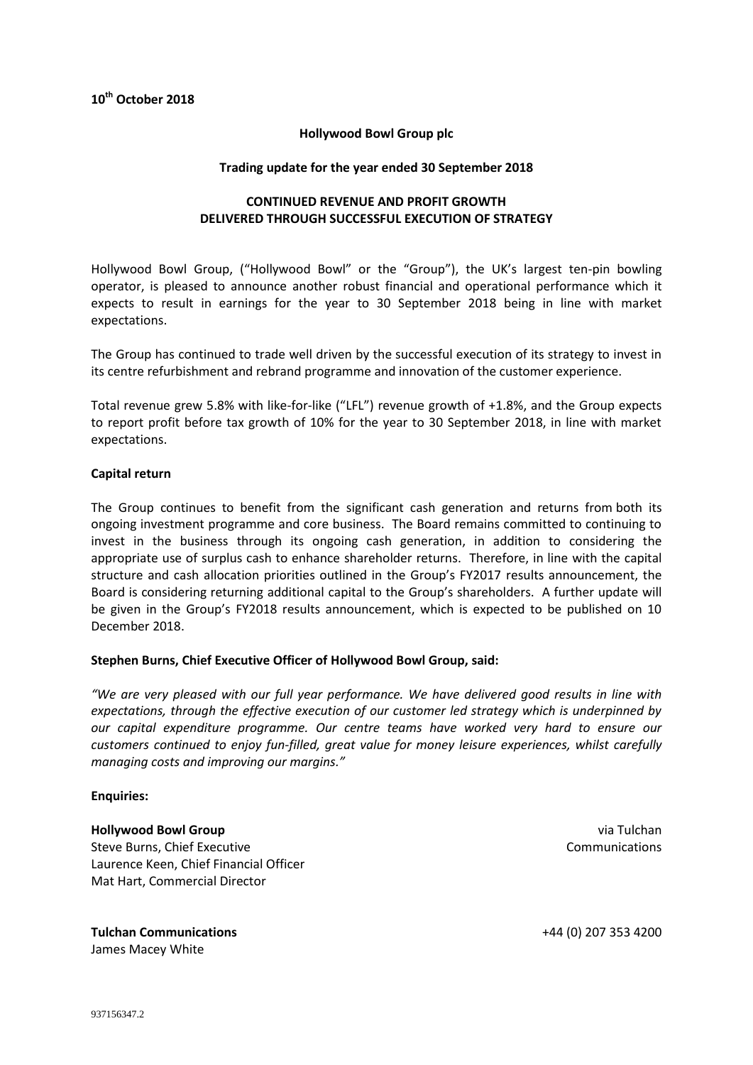**10th October 2018**

**Hollywood Bowl Group plc**

**Trading update for the year ended 30 September 2018**

**CONTINUED REVENUE AND PROFIT GROWTH DELIVERED THROUGH SUCCESSFUL EXECUTION OF STRATEGY**

Hollywood Bowl Group, ("Hollywood Bowl" or the "Group"), the UK's largest ten-pin bowling operator, is pleased to announce another robust financial and operational performance which it expects to result in earnings for the year to 30 September 2018 being in line with market expectations.

The Group has continued to trade well driven by the successful execution of its strategy to invest in its centre refurbishment and rebrand programme and innovation of the customer experience.

Total revenue grew 5.8% with like-for-like ("LFL") revenue growth of +1.8%, and the Group expects to report profit before tax growth of 10% for the year to 30 September 2018, in line with market expectations.

**Capital return**

The Group continues to benefit from the significant cash generation and returns from both its ongoing investment programme and core business. The Board remains committed to continuing to invest in the business through its ongoing cash generation, in addition to considering the appropriate use of surplus cash to enhance shareholder returns. Therefore, in line with the capital structure and cash allocation priorities outlined in the Group's FY2017 results announcement, the Board is considering returning additional capital to the Group's shareholders. A further update will be given in the Group's FY2018 results announcement, which is expected to be published on 10 December 2018.

**Stephen Burns, Chief Executive Officer of Hollywood Bowl Group, said:**

*"We are very pleased with our full year performance. We have delivered good results in line with expectations, through the effective execution of our customer led strategy which is underpinned by our capital expenditure programme. Our centre teams have worked very hard to ensure our customers continued to enjoy fun-filled, great value for money leisure experiences, whilst carefully managing costs and improving our margins."*

**Enquiries:**

**Hollywood Bowl Group** — via Tulchan Communications
Steve Burns, Chief Executive
Laurence Keen, Chief Financial Officer
Mat Hart, Commercial Director

**Tulchan Communications** — +44 (0) 207 353 4200
James Macey White

937156347.2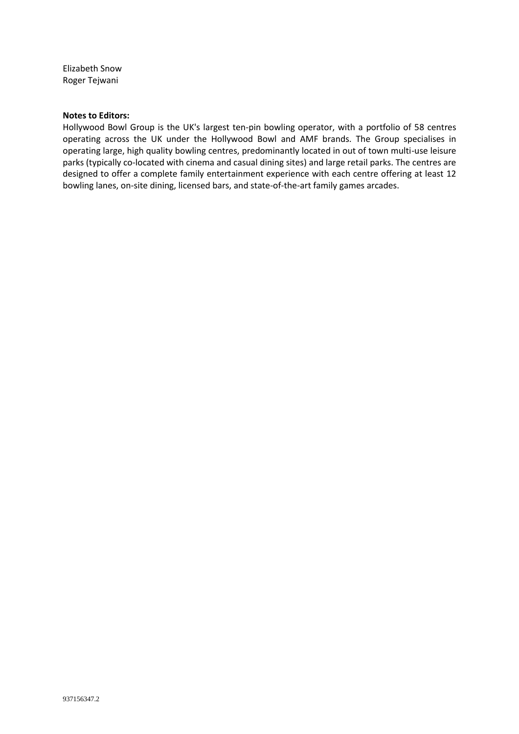Elizabeth Snow
Roger Tejwani

**Notes to Editors:**

Hollywood Bowl Group is the UK's largest ten-pin bowling operator, with a portfolio of 58 centres operating across the UK under the Hollywood Bowl and AMF brands. The Group specialises in operating large, high quality bowling centres, predominantly located in out of town multi-use leisure parks (typically co-located with cinema and casual dining sites) and large retail parks. The centres are designed to offer a complete family entertainment experience with each centre offering at least 12 bowling lanes, on-site dining, licensed bars, and state-of-the-art family games arcades.

937156347.2